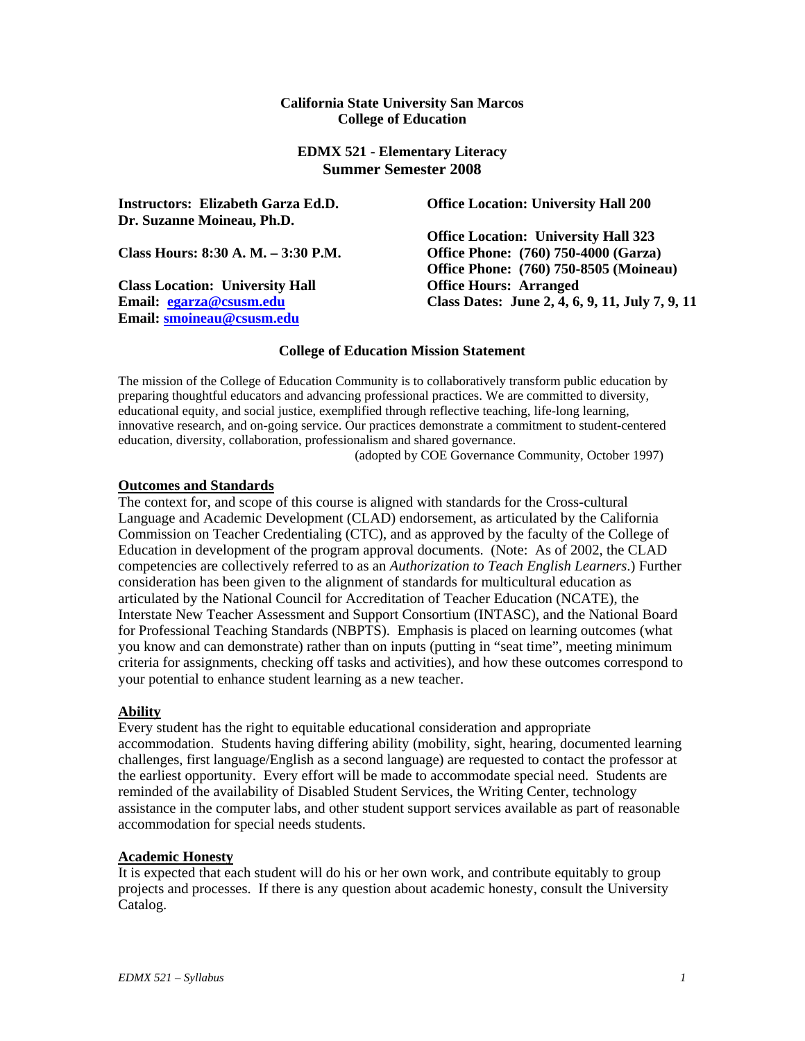**California State University San Marcos**
**College of Education**

**EDMX 521 - Elementary Literacy**
**Summer Semester 2008**

**Instructors: Elizabeth Garza Ed.D.**
**Dr. Suzanne Moineau, Ph.D.**

**Class Hours: 8:30 A. M. – 3:30 P.M.**

**Class Location: University Hall**
**Email: egarza@csusm.edu**
**Email: smoineau@csusm.edu**

**Office Location: University Hall 200**

**Office Location: University Hall 323**
**Office Phone: (760) 750-4000 (Garza)**
**Office Phone: (760) 750-8505 (Moineau)**
**Office Hours: Arranged**
**Class Dates: June 2, 4, 6, 9, 11, July 7, 9, 11**

## College of Education Mission Statement

The mission of the College of Education Community is to collaboratively transform public education by preparing thoughtful educators and advancing professional practices. We are committed to diversity, educational equity, and social justice, exemplified through reflective teaching, life-long learning, innovative research, and on-going service. Our practices demonstrate a commitment to student-centered education, diversity, collaboration, professionalism and shared governance.

(adopted by COE Governance Community, October 1997)

### Outcomes and Standards

The context for, and scope of this course is aligned with standards for the Cross-cultural Language and Academic Development (CLAD) endorsement, as articulated by the California Commission on Teacher Credentialing (CTC), and as approved by the faculty of the College of Education in development of the program approval documents. (Note: As of 2002, the CLAD competencies are collectively referred to as an *Authorization to Teach English Learners*.) Further consideration has been given to the alignment of standards for multicultural education as articulated by the National Council for Accreditation of Teacher Education (NCATE), the Interstate New Teacher Assessment and Support Consortium (INTASC), and the National Board for Professional Teaching Standards (NBPTS). Emphasis is placed on learning outcomes (what you know and can demonstrate) rather than on inputs (putting in "seat time", meeting minimum criteria for assignments, checking off tasks and activities), and how these outcomes correspond to your potential to enhance student learning as a new teacher.

### Ability

Every student has the right to equitable educational consideration and appropriate accommodation. Students having differing ability (mobility, sight, hearing, documented learning challenges, first language/English as a second language) are requested to contact the professor at the earliest opportunity. Every effort will be made to accommodate special need. Students are reminded of the availability of Disabled Student Services, the Writing Center, technology assistance in the computer labs, and other student support services available as part of reasonable accommodation for special needs students.

### Academic Honesty

It is expected that each student will do his or her own work, and contribute equitably to group projects and processes. If there is any question about academic honesty, consult the University Catalog.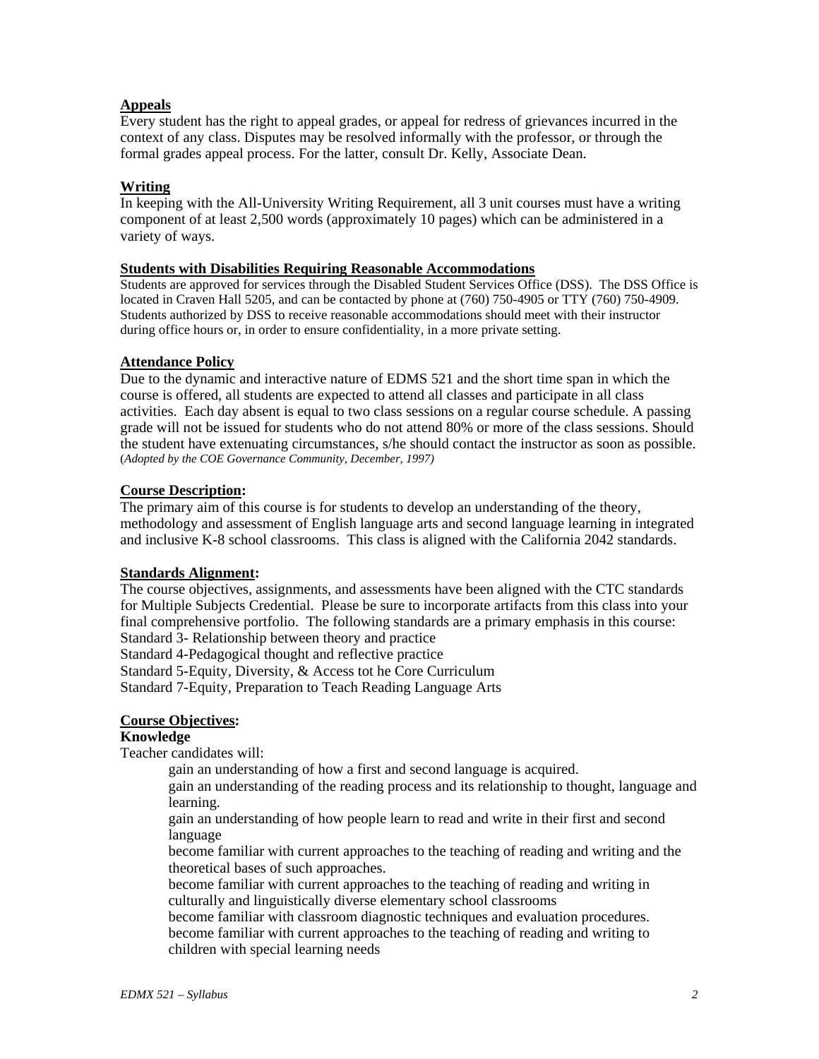**Appeals**

Every student has the right to appeal grades, or appeal for redress of grievances incurred in the context of any class. Disputes may be resolved informally with the professor, or through the formal grades appeal process. For the latter, consult Dr. Kelly, Associate Dean.

**Writing**

In keeping with the All-University Writing Requirement, all 3 unit courses must have a writing component of at least 2,500 words (approximately 10 pages) which can be administered in a variety of ways.

**Students with Disabilities Requiring Reasonable Accommodations**

Students are approved for services through the Disabled Student Services Office (DSS). The DSS Office is located in Craven Hall 5205, and can be contacted by phone at (760) 750-4905 or TTY (760) 750-4909. Students authorized by DSS to receive reasonable accommodations should meet with their instructor during office hours or, in order to ensure confidentiality, in a more private setting.

**Attendance Policy**

Due to the dynamic and interactive nature of EDMS 521 and the short time span in which the course is offered, all students are expected to attend all classes and participate in all class activities. Each day absent is equal to two class sessions on a regular course schedule. A passing grade will not be issued for students who do not attend 80% or more of the class sessions. Should the student have extenuating circumstances, s/he should contact the instructor as soon as possible. (*Adopted by the COE Governance Community, December, 1997)*

**Course Description:**

The primary aim of this course is for students to develop an understanding of the theory, methodology and assessment of English language arts and second language learning in integrated and inclusive K-8 school classrooms. This class is aligned with the California 2042 standards.

**Standards Alignment:**

The course objectives, assignments, and assessments have been aligned with the CTC standards for Multiple Subjects Credential. Please be sure to incorporate artifacts from this class into your final comprehensive portfolio. The following standards are a primary emphasis in this course:
Standard 3- Relationship between theory and practice
Standard 4-Pedagogical thought and reflective practice
Standard 5-Equity, Diversity, & Access tot he Core Curriculum
Standard 7-Equity, Preparation to Teach Reading Language Arts

**Course Objectives:**

**Knowledge**

Teacher candidates will:

- gain an understanding of how a first and second language is acquired.
- gain an understanding of the reading process and its relationship to thought, language and learning.
- gain an understanding of how people learn to read and write in their first and second language
- become familiar with current approaches to the teaching of reading and writing and the theoretical bases of such approaches.
- become familiar with current approaches to the teaching of reading and writing in culturally and linguistically diverse elementary school classrooms
- become familiar with classroom diagnostic techniques and evaluation procedures.
- become familiar with current approaches to the teaching of reading and writing to children with special learning needs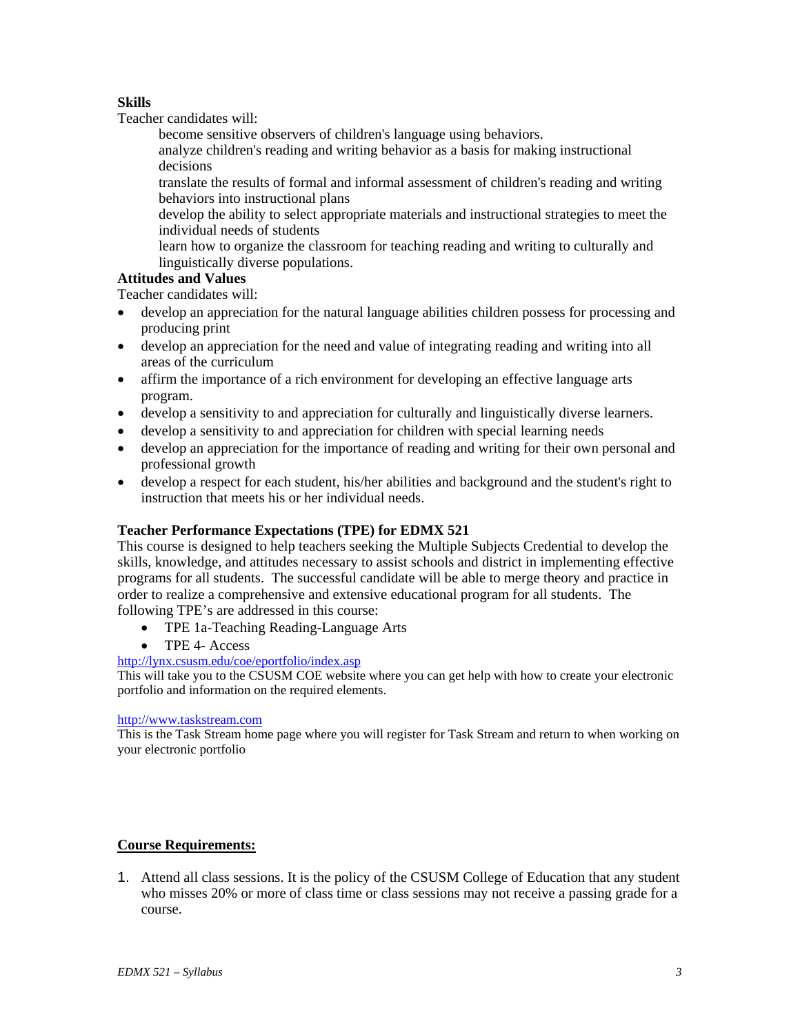**Skills**

Teacher candidates will:

- become sensitive observers of children's language using behaviors.
- analyze children's reading and writing behavior as a basis for making instructional decisions
- translate the results of formal and informal assessment of children's reading and writing behaviors into instructional plans
- develop the ability to select appropriate materials and instructional strategies to meet the individual needs of students
- learn how to organize the classroom for teaching reading and writing to culturally and linguistically diverse populations.

**Attitudes and Values**

Teacher candidates will:

- develop an appreciation for the natural language abilities children possess for processing and producing print
- develop an appreciation for the need and value of integrating reading and writing into all areas of the curriculum
- affirm the importance of a rich environment for developing an effective language arts program.
- develop a sensitivity to and appreciation for culturally and linguistically diverse learners.
- develop a sensitivity to and appreciation for children with special learning needs
- develop an appreciation for the importance of reading and writing for their own personal and professional growth
- develop a respect for each student, his/her abilities and background and the student's right to instruction that meets his or her individual needs.

**Teacher Performance Expectations (TPE) for EDMX 521**

This course is designed to help teachers seeking the Multiple Subjects Credential to develop the skills, knowledge, and attitudes necessary to assist schools and district in implementing effective programs for all students. The successful candidate will be able to merge theory and practice in order to realize a comprehensive and extensive educational program for all students. The following TPE's are addressed in this course:

- TPE 1a-Teaching Reading-Language Arts
- TPE 4- Access

http://lynx.csusm.edu/coe/eportfolio/index.asp
This will take you to the CSUSM COE website where you can get help with how to create your electronic portfolio and information on the required elements.

http://www.taskstream.com
This is the Task Stream home page where you will register for Task Stream and return to when working on your electronic portfolio

**Course Requirements:**

1. Attend all class sessions. It is the policy of the CSUSM College of Education that any student who misses 20% or more of class time or class sessions may not receive a passing grade for a course.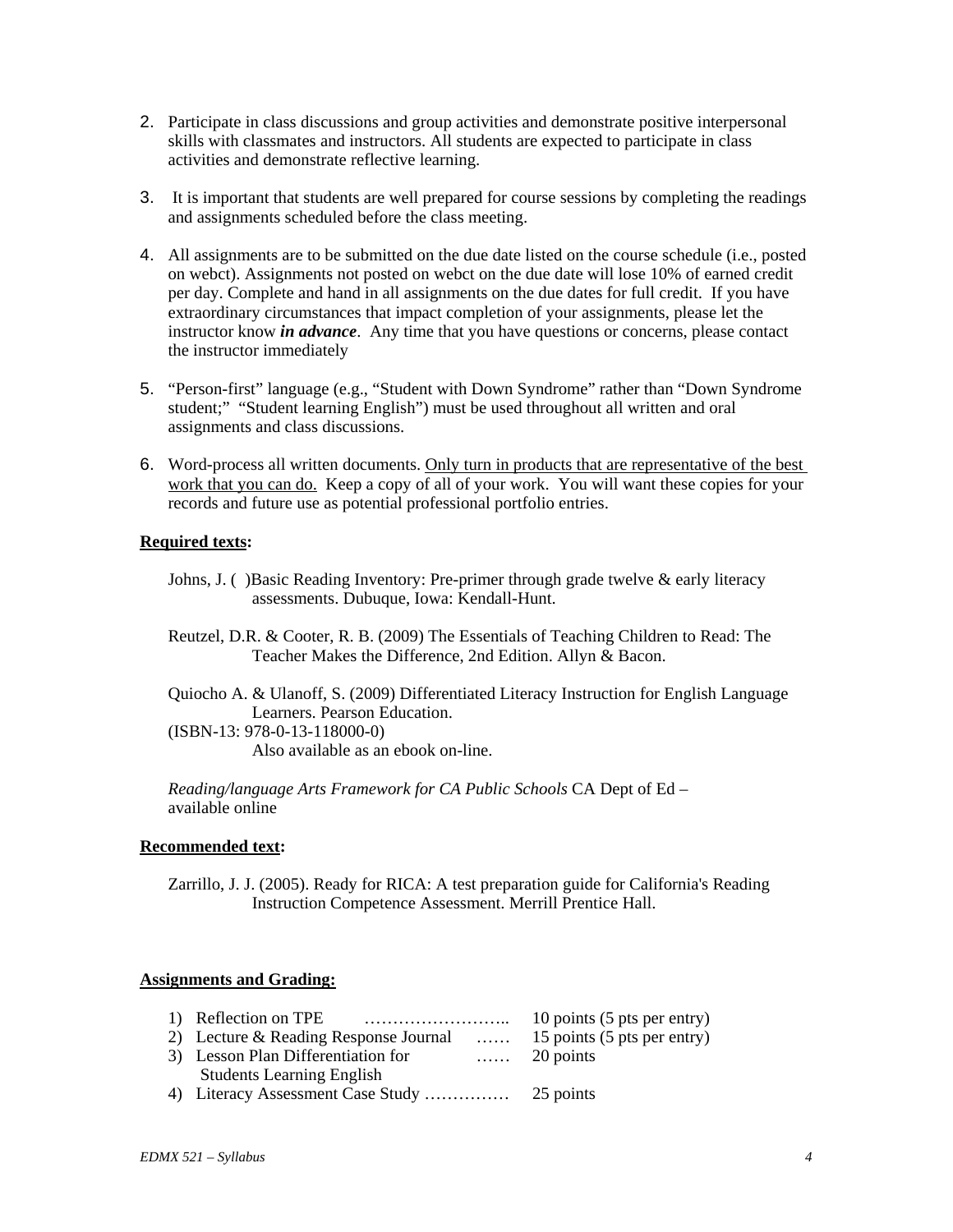2. Participate in class discussions and group activities and demonstrate positive interpersonal skills with classmates and instructors. All students are expected to participate in class activities and demonstrate reflective learning.

3. It is important that students are well prepared for course sessions by completing the readings and assignments scheduled before the class meeting.

4. All assignments are to be submitted on the due date listed on the course schedule (i.e., posted on webct). Assignments not posted on webct on the due date will lose 10% of earned credit per day. Complete and hand in all assignments on the due dates for full credit. If you have extraordinary circumstances that impact completion of your assignments, please let the instructor know ***in advance***. Any time that you have questions or concerns, please contact the instructor immediately

5. "Person-first" language (e.g., "Student with Down Syndrome" rather than "Down Syndrome student;" "Student learning English") must be used throughout all written and oral assignments and class discussions.

6. Word-process all written documents. <u>Only turn in products that are representative of the best work that you can do.</u> Keep a copy of all of your work. You will want these copies for your records and future use as potential professional portfolio entries.

**<u>Required texts</u>:**

Johns, J. ( )Basic Reading Inventory: Pre-primer through grade twelve & early literacy assessments. Dubuque, Iowa: Kendall-Hunt.

Reutzel, D.R. & Cooter, R. B. (2009) The Essentials of Teaching Children to Read: The Teacher Makes the Difference, 2nd Edition. Allyn & Bacon.

Quiocho A. & Ulanoff, S. (2009) Differentiated Literacy Instruction for English Language Learners. Pearson Education.
(ISBN-13: 978-0-13-118000-0)
Also available as an ebook on-line.

*Reading/language Arts Framework for CA Public Schools* CA Dept of Ed – available online

**<u>Recommended text</u>:**

Zarrillo, J. J. (2005). Ready for RICA: A test preparation guide for California's Reading Instruction Competence Assessment. Merrill Prentice Hall.

**<u>Assignments and Grading:</u>**

1) Reflection on TPE …………………….. 10 points (5 pts per entry)
2) Lecture & Reading Response Journal …… 15 points (5 pts per entry)
3) Lesson Plan Differentiation for Students Learning English …… 20 points
4) Literacy Assessment Case Study …………… 25 points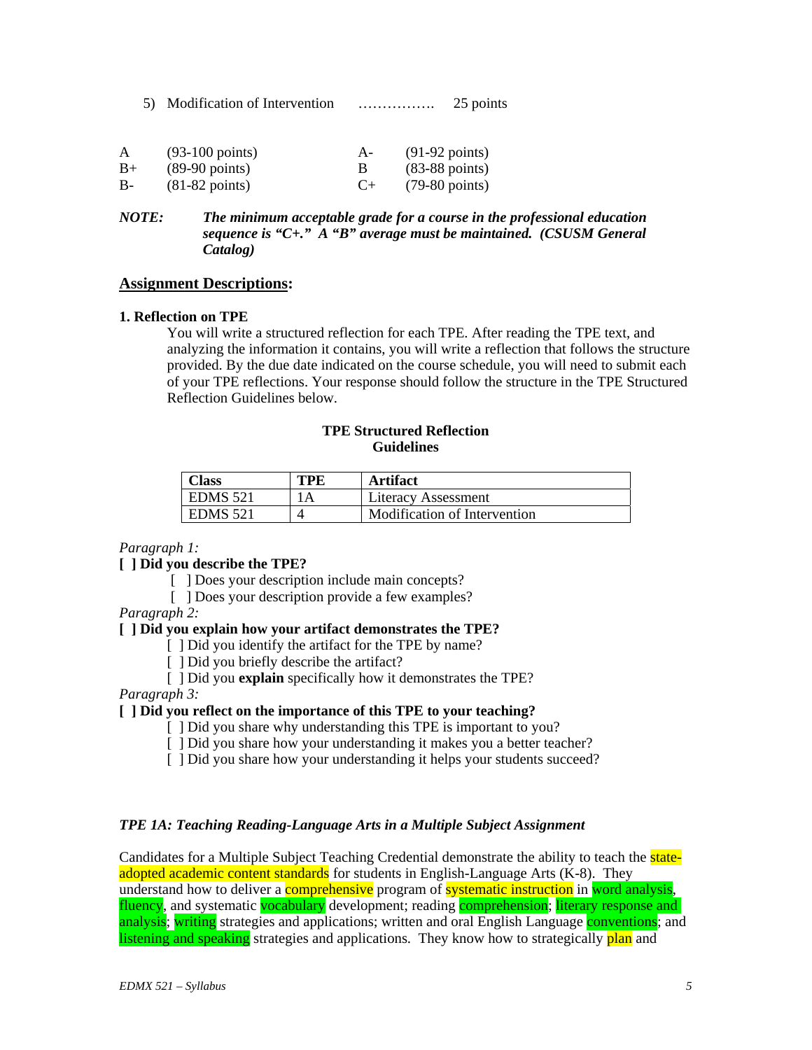5) Modification of Intervention ……………. 25 points

| | | | |
|---|---|---|---|
| A | (93-100 points) | A- | (91-92 points) |
| B+ | (89-90 points) | B | (83-88 points) |
| B- | (81-82 points) | C+ | (79-80 points) |

***NOTE:*** ***The minimum acceptable grade for a course in the professional education sequence is "C+." A "B" average must be maintained. (CSUSM General Catalog)***

## Assignment Descriptions:

**1. Reflection on TPE**

You will write a structured reflection for each TPE. After reading the TPE text, and analyzing the information it contains, you will write a reflection that follows the structure provided. By the due date indicated on the course schedule, you will need to submit each of your TPE reflections. Your response should follow the structure in the TPE Structured Reflection Guidelines below.

**TPE Structured Reflection Guidelines**

| Class | TPE | Artifact |
|---|---|---|
| EDMS 521 | 1A | Literacy Assessment |
| EDMS 521 | 4 | Modification of Intervention |

*Paragraph 1:*

**[ ] Did you describe the TPE?**

- [ ] Does your description include main concepts?
- [ ] Does your description provide a few examples?

*Paragraph 2:*

**[ ] Did you explain how your artifact demonstrates the TPE?**

- [ ] Did you identify the artifact for the TPE by name?
- [ ] Did you briefly describe the artifact?
- [ ] Did you **explain** specifically how it demonstrates the TPE?

*Paragraph 3:*

**[ ] Did you reflect on the importance of this TPE to your teaching?**

- [ ] Did you share why understanding this TPE is important to you?
- [ ] Did you share how your understanding it makes you a better teacher?
- [ ] Did you share how your understanding it helps your students succeed?

***TPE 1A: Teaching Reading-Language Arts in a Multiple Subject Assignment***

Candidates for a Multiple Subject Teaching Credential demonstrate the ability to teach the state-adopted academic content standards for students in English-Language Arts (K-8). They understand how to deliver a comprehensive program of systematic instruction in word analysis, fluency, and systematic vocabulary development; reading comprehension; literary response and analysis; writing strategies and applications; written and oral English Language conventions; and listening and speaking strategies and applications. They know how to strategically plan and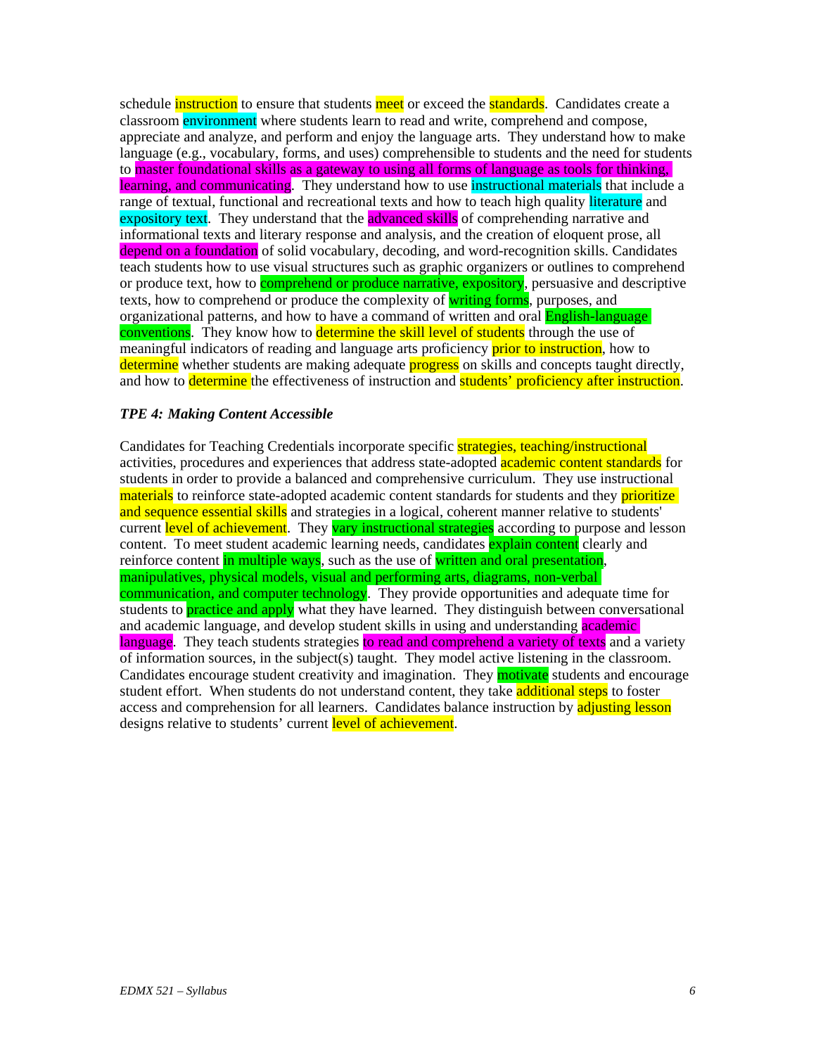schedule instruction to ensure that students meet or exceed the standards. Candidates create a classroom environment where students learn to read and write, comprehend and compose, appreciate and analyze, and perform and enjoy the language arts. They understand how to make language (e.g., vocabulary, forms, and uses) comprehensible to students and the need for students to master foundational skills as a gateway to using all forms of language as tools for thinking, learning, and communicating. They understand how to use instructional materials that include a range of textual, functional and recreational texts and how to teach high quality literature and expository text. They understand that the advanced skills of comprehending narrative and informational texts and literary response and analysis, and the creation of eloquent prose, all depend on a foundation of solid vocabulary, decoding, and word-recognition skills. Candidates teach students how to use visual structures such as graphic organizers or outlines to comprehend or produce text, how to comprehend or produce narrative, expository, persuasive and descriptive texts, how to comprehend or produce the complexity of writing forms, purposes, and organizational patterns, and how to have a command of written and oral English-language conventions. They know how to determine the skill level of students through the use of meaningful indicators of reading and language arts proficiency prior to instruction, how to determine whether students are making adequate progress on skills and concepts taught directly, and how to determine the effectiveness of instruction and students' proficiency after instruction.

***TPE 4: Making Content Accessible***

Candidates for Teaching Credentials incorporate specific strategies, teaching/instructional activities, procedures and experiences that address state-adopted academic content standards for students in order to provide a balanced and comprehensive curriculum. They use instructional materials to reinforce state-adopted academic content standards for students and they prioritize and sequence essential skills and strategies in a logical, coherent manner relative to students' current level of achievement. They vary instructional strategies according to purpose and lesson content. To meet student academic learning needs, candidates explain content clearly and reinforce content in multiple ways, such as the use of written and oral presentation, manipulatives, physical models, visual and performing arts, diagrams, non-verbal communication, and computer technology. They provide opportunities and adequate time for students to practice and apply what they have learned. They distinguish between conversational and academic language, and develop student skills in using and understanding academic language. They teach students strategies to read and comprehend a variety of texts and a variety of information sources, in the subject(s) taught. They model active listening in the classroom. Candidates encourage student creativity and imagination. They motivate students and encourage student effort. When students do not understand content, they take additional steps to foster access and comprehension for all learners. Candidates balance instruction by adjusting lesson designs relative to students' current level of achievement.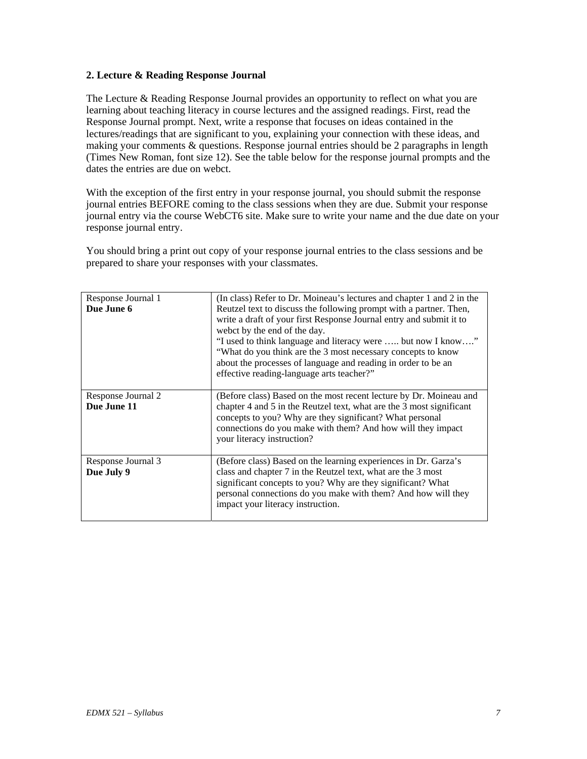### 2. Lecture & Reading Response Journal

The Lecture & Reading Response Journal provides an opportunity to reflect on what you are learning about teaching literacy in course lectures and the assigned readings. First, read the Response Journal prompt. Next, write a response that focuses on ideas contained in the lectures/readings that are significant to you, explaining your connection with these ideas, and making your comments & questions. Response journal entries should be 2 paragraphs in length (Times New Roman, font size 12). See the table below for the response journal prompts and the dates the entries are due on webct.

With the exception of the first entry in your response journal, you should submit the response journal entries BEFORE coming to the class sessions when they are due. Submit your response journal entry via the course WebCT6 site. Make sure to write your name and the due date on your response journal entry.

You should bring a print out copy of your response journal entries to the class sessions and be prepared to share your responses with your classmates.

| | |
|---|---|
| Response Journal 1<br>**Due June 6** | (In class) Refer to Dr. Moineau's lectures and chapter 1 and 2 in the Reutzel text to discuss the following prompt with a partner. Then, write a draft of your first Response Journal entry and submit it to webct by the end of the day.<br>"I used to think language and literacy were ….. but now I know…."<br>"What do you think are the 3 most necessary concepts to know about the processes of language and reading in order to be an effective reading-language arts teacher?" |
| Response Journal 2<br>**Due June 11** | (Before class) Based on the most recent lecture by Dr. Moineau and chapter 4 and 5 in the Reutzel text, what are the 3 most significant concepts to you? Why are they significant? What personal connections do you make with them? And how will they impact your literacy instruction? |
| Response Journal 3<br>**Due July 9** | (Before class) Based on the learning experiences in Dr. Garza's class and chapter 7 in the Reutzel text, what are the 3 most significant concepts to you? Why are they significant? What personal connections do you make with them? And how will they impact your literacy instruction. |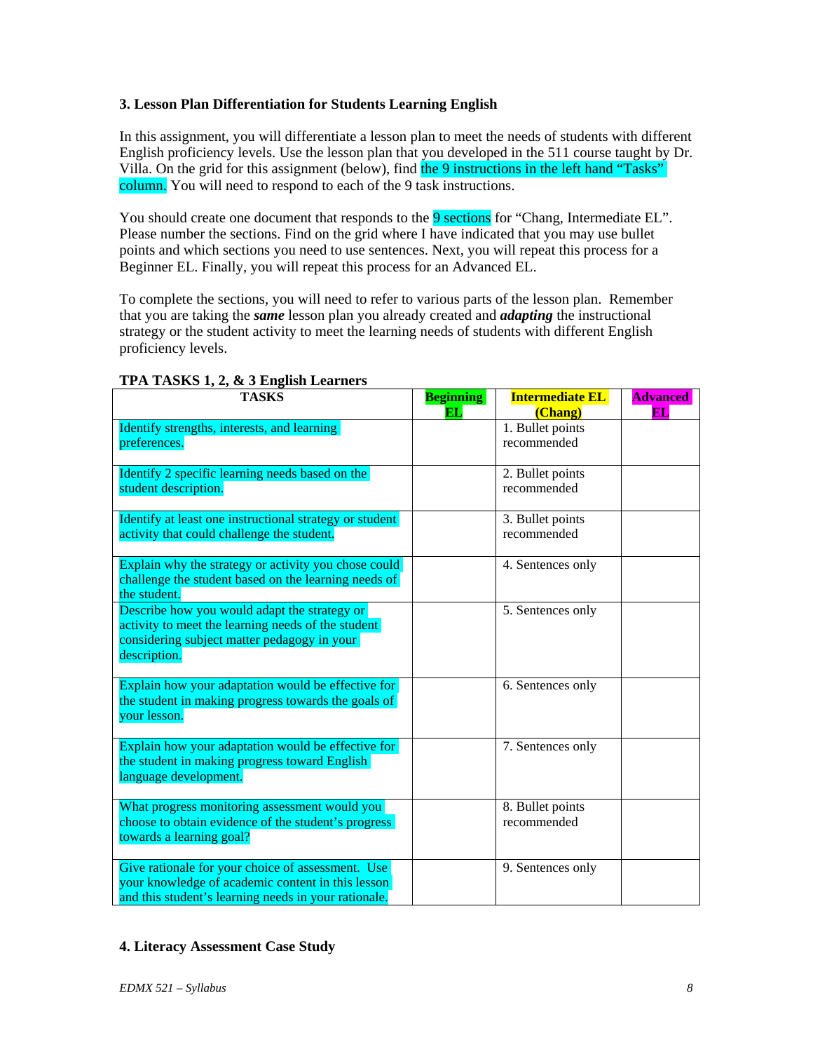### 3. Lesson Plan Differentiation for Students Learning English

In this assignment, you will differentiate a lesson plan to meet the needs of students with different English proficiency levels. Use the lesson plan that you developed in the 511 course taught by Dr. Villa. On the grid for this assignment (below), find the 9 instructions in the left hand "Tasks" column. You will need to respond to each of the 9 task instructions.

You should create one document that responds to the 9 sections for "Chang, Intermediate EL". Please number the sections. Find on the grid where I have indicated that you may use bullet points and which sections you need to use sentences. Next, you will repeat this process for a Beginner EL. Finally, you will repeat this process for an Advanced EL.

To complete the sections, you will need to refer to various parts of the lesson plan. Remember that you are taking the ***same*** lesson plan you already created and ***adapting*** the instructional strategy or the student activity to meet the learning needs of students with different English proficiency levels.

**TPA TASKS 1, 2, & 3 English Learners**

| TASKS | Beginning EL | Intermediate EL (Chang) | Advanced EL |
|---|---|---|---|
| Identify strengths, interests, and learning preferences. | | 1. Bullet points recommended | |
| Identify 2 specific learning needs based on the student description. | | 2. Bullet points recommended | |
| Identify at least one instructional strategy or student activity that could challenge the student. | | 3. Bullet points recommended | |
| Explain why the strategy or activity you chose could challenge the student based on the learning needs of the student. | | 4. Sentences only | |
| Describe how you would adapt the strategy or activity to meet the learning needs of the student considering subject matter pedagogy in your description. | | 5. Sentences only | |
| Explain how your adaptation would be effective for the student in making progress towards the goals of your lesson. | | 6. Sentences only | |
| Explain how your adaptation would be effective for the student in making progress toward English language development. | | 7. Sentences only | |
| What progress monitoring assessment would you choose to obtain evidence of the student's progress towards a learning goal? | | 8. Bullet points recommended | |
| Give rationale for your choice of assessment. Use your knowledge of academic content in this lesson and this student's learning needs in your rationale. | | 9. Sentences only | |

### 4. Literacy Assessment Case Study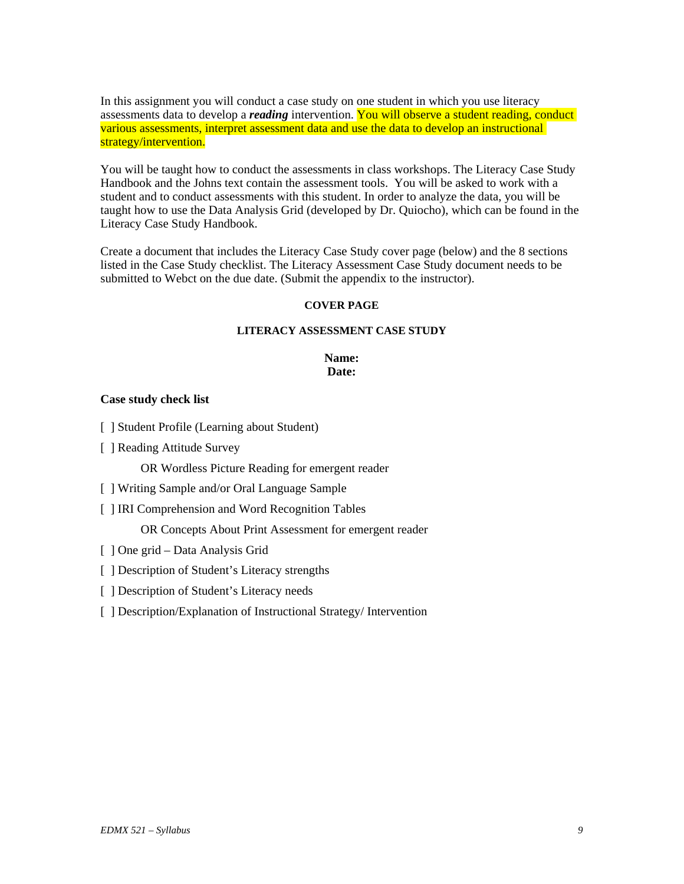In this assignment you will conduct a case study on one student in which you use literacy assessments data to develop a ***reading*** intervention. You will observe a student reading, conduct various assessments, interpret assessment data and use the data to develop an instructional strategy/intervention.

You will be taught how to conduct the assessments in class workshops. The Literacy Case Study Handbook and the Johns text contain the assessment tools. You will be asked to work with a student and to conduct assessments with this student. In order to analyze the data, you will be taught how to use the Data Analysis Grid (developed by Dr. Quiocho), which can be found in the Literacy Case Study Handbook.

Create a document that includes the Literacy Case Study cover page (below) and the 8 sections listed in the Case Study checklist. The Literacy Assessment Case Study document needs to be submitted to Webct on the due date. (Submit the appendix to the instructor).

**COVER PAGE**

**LITERACY ASSESSMENT CASE STUDY**

**Name:**
**Date:**

**Case study check list**

[ ] Student Profile (Learning about Student)

[ ] Reading Attitude Survey

OR Wordless Picture Reading for emergent reader

[ ] Writing Sample and/or Oral Language Sample

[ ] IRI Comprehension and Word Recognition Tables

OR Concepts About Print Assessment for emergent reader

[ ] One grid – Data Analysis Grid

[ ] Description of Student's Literacy strengths

[ ] Description of Student's Literacy needs

[ ] Description/Explanation of Instructional Strategy/ Intervention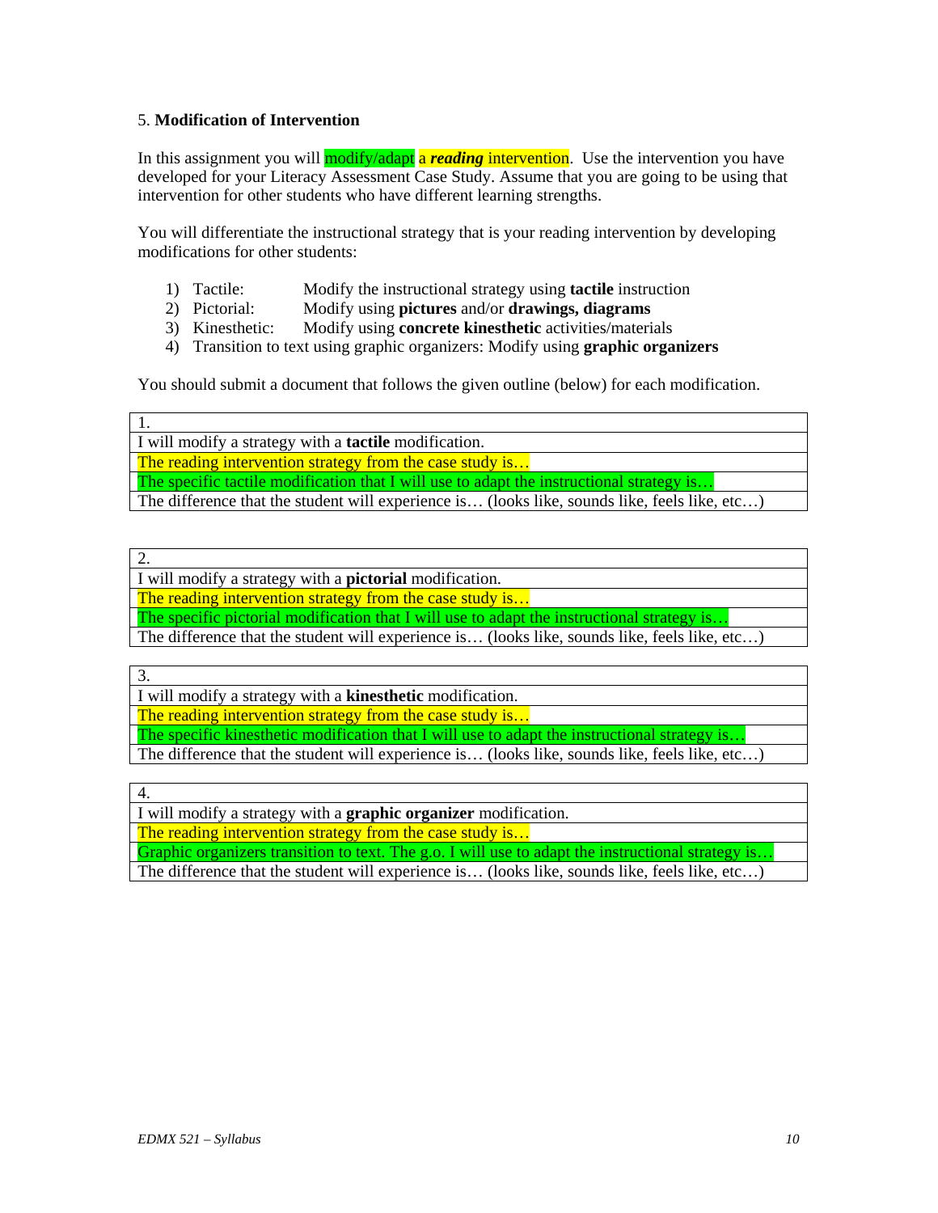5. **Modification of Intervention**

In this assignment you will modify/adapt a ***reading*** intervention. Use the intervention you have developed for your Literacy Assessment Case Study. Assume that you are going to be using that intervention for other students who have different learning strengths.

You will differentiate the instructional strategy that is your reading intervention by developing modifications for other students:

1) Tactile: Modify the instructional strategy using **tactile** instruction
2) Pictorial: Modify using **pictures** and/or **drawings, diagrams**
3) Kinesthetic: Modify using **concrete kinesthetic** activities/materials
4) Transition to text using graphic organizers: Modify using **graphic organizers**

You should submit a document that follows the given outline (below) for each modification.

| 1. |
|---|
| I will modify a strategy with a **tactile** modification. |
| The reading intervention strategy from the case study is… |
| The specific tactile modification that I will use to adapt the instructional strategy is… |
| The difference that the student will experience is… (looks like, sounds like, feels like, etc…) |

| 2. |
|---|
| I will modify a strategy with a **pictorial** modification. |
| The reading intervention strategy from the case study is… |
| The specific pictorial modification that I will use to adapt the instructional strategy is… |
| The difference that the student will experience is… (looks like, sounds like, feels like, etc…) |

| 3. |
|---|
| I will modify a strategy with a **kinesthetic** modification. |
| The reading intervention strategy from the case study is… |
| The specific kinesthetic modification that I will use to adapt the instructional strategy is… |
| The difference that the student will experience is… (looks like, sounds like, feels like, etc…) |

| 4. |
|---|
| I will modify a strategy with a **graphic organizer** modification. |
| The reading intervention strategy from the case study is… |
| Graphic organizers transition to text. The g.o. I will use to adapt the instructional strategy is… |
| The difference that the student will experience is… (looks like, sounds like, feels like, etc…) |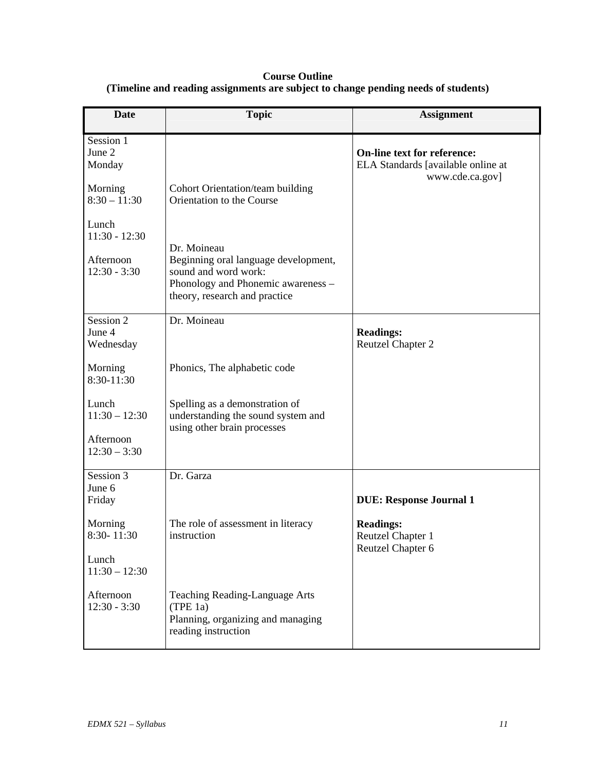**Course Outline**
**(Timeline and reading assignments are subject to change pending needs of students)**

| Date | Topic | Assignment |
|---|---|---|
| Session 1<br>June 2<br>Monday<br><br>Morning<br>8:30 – 11:30<br><br>Lunch<br>11:30 - 12:30<br><br>Afternoon<br>12:30 - 3:30 | <br><br><br><br>Cohort Orientation/team building<br>Orientation to the Course<br><br><br><br>Dr. Moineau<br>Beginning oral language development, sound and word work:<br>Phonology and Phonemic awareness – theory, research and practice | **On-line text for reference:**<br>ELA Standards [available online at www.cde.ca.gov] |
| Session 2<br>June 4<br>Wednesday<br><br>Morning<br>8:30-11:30<br><br>Lunch<br>11:30 – 12:30<br><br>Afternoon<br>12:30 – 3:30 | Dr. Moineau<br><br><br>Phonics, The alphabetic code<br><br><br>Spelling as a demonstration of understanding the sound system and using other brain processes | **Readings:**<br>Reutzel Chapter 2 |
| Session 3<br>June 6<br>Friday<br><br>Morning<br>8:30- 11:30<br><br>Lunch<br>11:30 – 12:30<br><br>Afternoon<br>12:30 - 3:30 | Dr. Garza<br><br><br>The role of assessment in literacy instruction<br><br><br><br>Teaching Reading-Language Arts (TPE 1a)<br>Planning, organizing and managing reading instruction | **DUE: Response Journal 1**<br><br>**Readings:**<br>Reutzel Chapter 1<br>Reutzel Chapter 6 |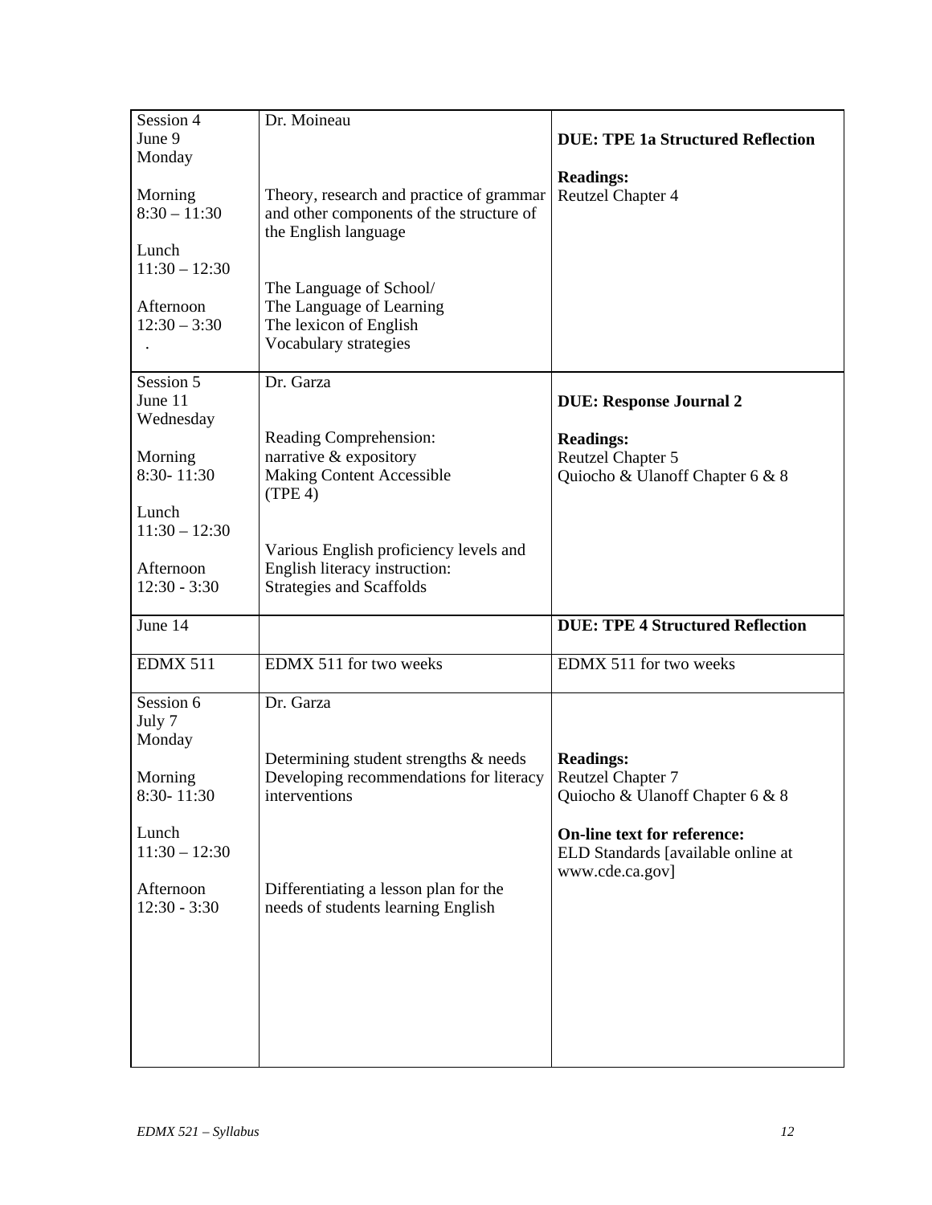| | | |
|---|---|---|
| Session 4<br>June 9<br>Monday<br><br>Morning<br>8:30 – 11:30<br><br>Lunch<br>11:30 – 12:30<br><br>Afternoon<br>12:30 – 3:30<br>. | Dr. Moineau<br><br>Theory, research and practice of grammar and other components of the structure of the English language<br><br>The Language of School/<br>The Language of Learning<br>The lexicon of English<br>Vocabulary strategies | **DUE: TPE 1a Structured Reflection**<br><br>**Readings:**<br>Reutzel Chapter 4 |
| Session 5<br>June 11<br>Wednesday<br><br>Morning<br>8:30- 11:30<br><br>Lunch<br>11:30 – 12:30<br><br>Afternoon<br>12:30 - 3:30 | Dr. Garza<br><br>Reading Comprehension:<br>narrative & expository<br>Making Content Accessible<br>(TPE 4)<br><br>Various English proficiency levels and English literacy instruction:<br>Strategies and Scaffolds | **DUE: Response Journal 2**<br><br>**Readings:**<br>Reutzel Chapter 5<br>Quiocho & Ulanoff Chapter 6 & 8 |
| June 14 | | **DUE: TPE 4 Structured Reflection** |
| EDMX 511 | EDMX 511 for two weeks | EDMX 511 for two weeks |
| Session 6<br>July 7<br>Monday<br><br>Morning<br>8:30- 11:30<br><br>Lunch<br>11:30 – 12:30<br><br>Afternoon<br>12:30 - 3:30 | Dr. Garza<br><br>Determining student strengths & needs<br>Developing recommendations for literacy interventions<br><br>Differentiating a lesson plan for the needs of students learning English | **Readings:**<br>Reutzel Chapter 7<br>Quiocho & Ulanoff Chapter 6 & 8<br><br>**On-line text for reference:**<br>ELD Standards [available online at www.cde.ca.gov] |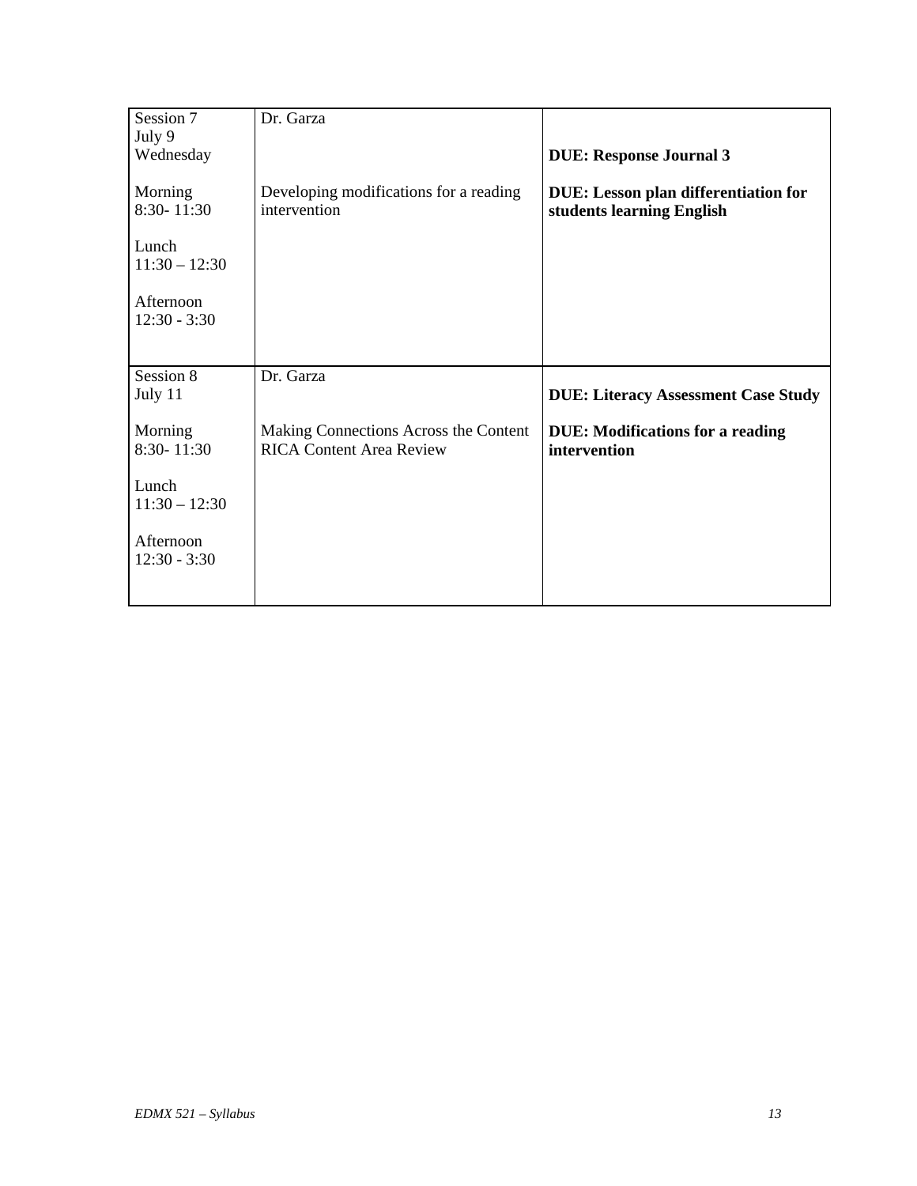| | | |
|---|---|---|
| Session 7<br>July 9<br>Wednesday<br><br>Morning<br>8:30- 11:30<br><br>Lunch<br>11:30 – 12:30<br><br>Afternoon<br>12:30 - 3:30 | Dr. Garza<br><br><br><br>Developing modifications for a reading intervention | **DUE: Response Journal 3**<br><br>**DUE: Lesson plan differentiation for students learning English** |
| Session 8<br>July 11<br><br>Morning<br>8:30- 11:30<br><br>Lunch<br>11:30 – 12:30<br><br>Afternoon<br>12:30 - 3:30 | Dr. Garza<br><br><br>Making Connections Across the Content<br>RICA Content Area Review | **DUE: Literacy Assessment Case Study**<br><br>**DUE: Modifications for a reading intervention** |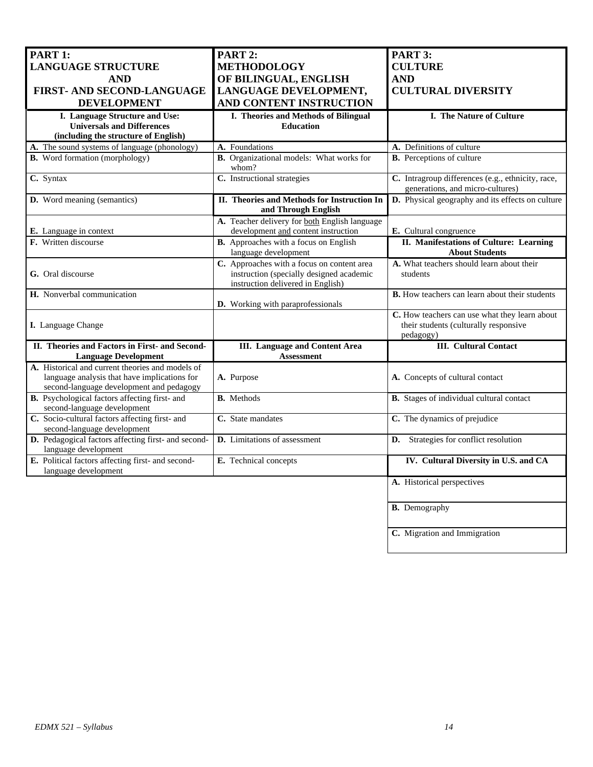| PART 1: LANGUAGE STRUCTURE AND FIRST- AND SECOND-LANGUAGE DEVELOPMENT | PART 2: METHODOLOGY OF BILINGUAL, ENGLISH LANGUAGE DEVELOPMENT, AND CONTENT INSTRUCTION | PART 3: CULTURE AND CULTURAL DIVERSITY |
|---|---|---|
| **I. Language Structure and Use: Universals and Differences (including the structure of English)** | **I. Theories and Methods of Bilingual Education** | **I. The Nature of Culture** |
| **A.** The sound systems of language (phonology) | **A.** Foundations | **A.** Definitions of culture |
| **B.** Word formation (morphology) | **B.** Organizational models: What works for whom? | **B.** Perceptions of culture |
| **C.** Syntax | **C.** Instructional strategies | **C.** Intragroup differences (e.g., ethnicity, race, generations, and micro-cultures) |
| **D.** Word meaning (semantics) | **II. Theories and Methods for Instruction In and Through English** | **D.** Physical geography and its effects on culture |
| **E.** Language in context | **A.** Teacher delivery for both English language development and content instruction | **E.** Cultural congruence |
| **F.** Written discourse | **B.** Approaches with a focus on English language development | **II. Manifestations of Culture: Learning About Students** |
| **G.** Oral discourse | **C.** Approaches with a focus on content area instruction (specially designed academic instruction delivered in English) | **A.** What teachers should learn about their students |
| **H.** Nonverbal communication | **D.** Working with paraprofessionals | **B.** How teachers can learn about their students |
| **I.** Language Change | | **C.** How teachers can use what they learn about their students (culturally responsive pedagogy) |
| **II. Theories and Factors in First- and Second-Language Development** | **III. Language and Content Area Assessment** | **III. Cultural Contact** |
| **A.** Historical and current theories and models of language analysis that have implications for second-language development and pedagogy | **A.** Purpose | **A.** Concepts of cultural contact |
| **B.** Psychological factors affecting first- and second-language development | **B.** Methods | **B.** Stages of individual cultural contact |
| **C.** Socio-cultural factors affecting first- and second-language development | **C.** State mandates | **C.** The dynamics of prejudice |
| **D.** Pedagogical factors affecting first- and second-language development | **D.** Limitations of assessment | **D.** Strategies for conflict resolution |
| **E.** Political factors affecting first- and second-language development | **E.** Technical concepts | **IV. Cultural Diversity in U.S. and CA** |
| | | **A.** Historical perspectives |
| | | **B.** Demography |
| | | **C.** Migration and Immigration |